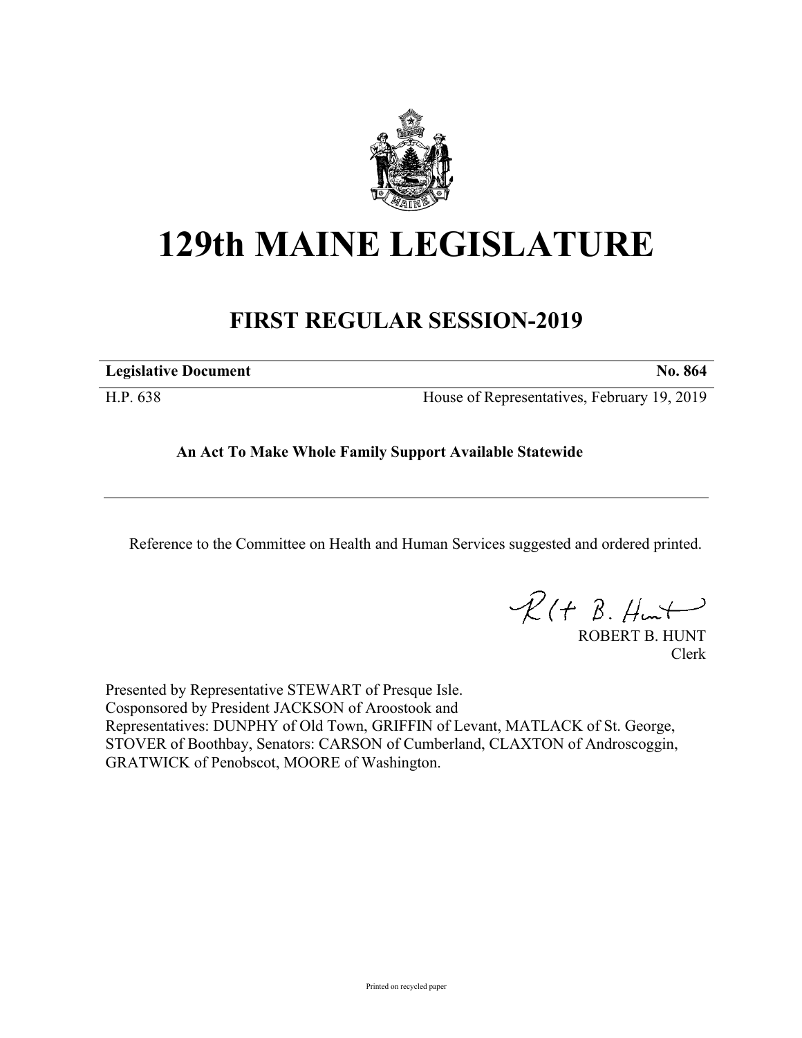# 129th MAINE LEGISLATURE

## FIRST REGULAR SESSION-2019

**Legislative Document** **No. 864**

H.P. 638 House of Representatives, February 19, 2019

**An Act To Make Whole Family Support Available Statewide**

Reference to the Committee on Health and Human Services suggested and ordered printed.

ROBERT B. HUNT
Clerk

Presented by Representative STEWART of Presque Isle.
Cosponsored by President JACKSON of Aroostook and
Representatives: DUNPHY of Old Town, GRIFFIN of Levant, MATLACK of St. George, STOVER of Boothbay, Senators: CARSON of Cumberland, CLAXTON of Androscoggin, GRATWICK of Penobscot, MOORE of Washington.

Printed on recycled paper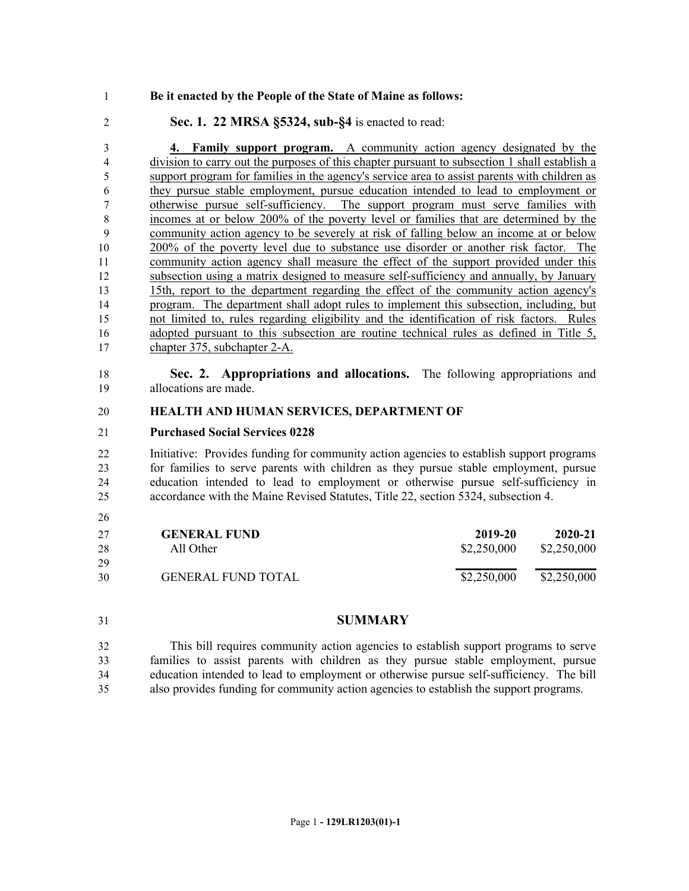**Be it enacted by the People of the State of Maine as follows:**

**Sec. 1. 22 MRSA §5324, sub-§4** is enacted to read:

**4. Family support program.** A community action agency designated by the division to carry out the purposes of this chapter pursuant to subsection 1 shall establish a support program for families in the agency's service area to assist parents with children as they pursue stable employment, pursue education intended to lead to employment or otherwise pursue self-sufficiency. The support program must serve families with incomes at or below 200% of the poverty level or families that are determined by the community action agency to be severely at risk of falling below an income at or below 200% of the poverty level due to substance use disorder or another risk factor. The community action agency shall measure the effect of the support provided under this subsection using a matrix designed to measure self-sufficiency and annually, by January 15th, report to the department regarding the effect of the community action agency's program. The department shall adopt rules to implement this subsection, including, but not limited to, rules regarding eligibility and the identification of risk factors. Rules adopted pursuant to this subsection are routine technical rules as defined in Title 5, chapter 375, subchapter 2-A.

**Sec. 2. Appropriations and allocations.** The following appropriations and allocations are made.

**HEALTH AND HUMAN SERVICES, DEPARTMENT OF**

**Purchased Social Services 0228**

Initiative: Provides funding for community action agencies to establish support programs for families to serve parents with children as they pursue stable employment, pursue education intended to lead to employment or otherwise pursue self-sufficiency in accordance with the Maine Revised Statutes, Title 22, section 5324, subsection 4.

| GENERAL FUND | 2019-20 | 2020-21 |
|---|---|---|
| All Other | $2,250,000 | $2,250,000 |
| GENERAL FUND TOTAL | $2,250,000 | $2,250,000 |

## SUMMARY

This bill requires community action agencies to establish support programs to serve families to assist parents with children as they pursue stable employment, pursue education intended to lead to employment or otherwise pursue self-sufficiency. The bill also provides funding for community action agencies to establish the support programs.